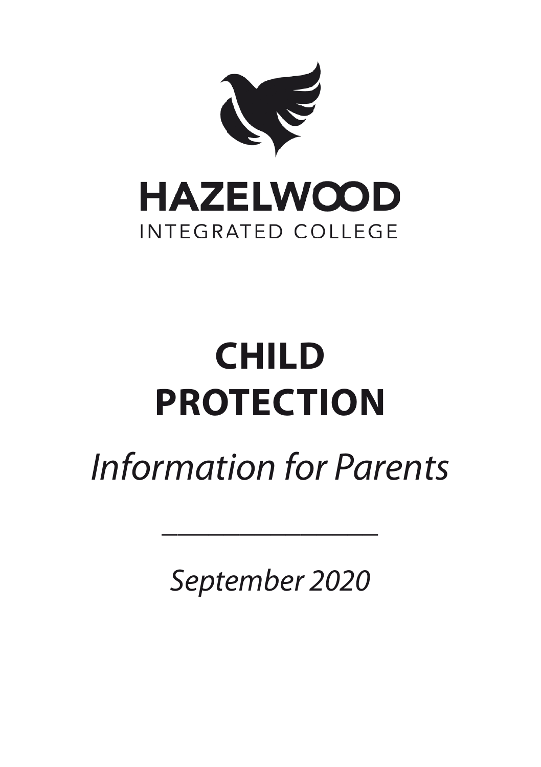HAZELWOOD

INTEGRATED COLLEGE

# CHILD PROTECTION

*Information for Parents*

---

*September 2020*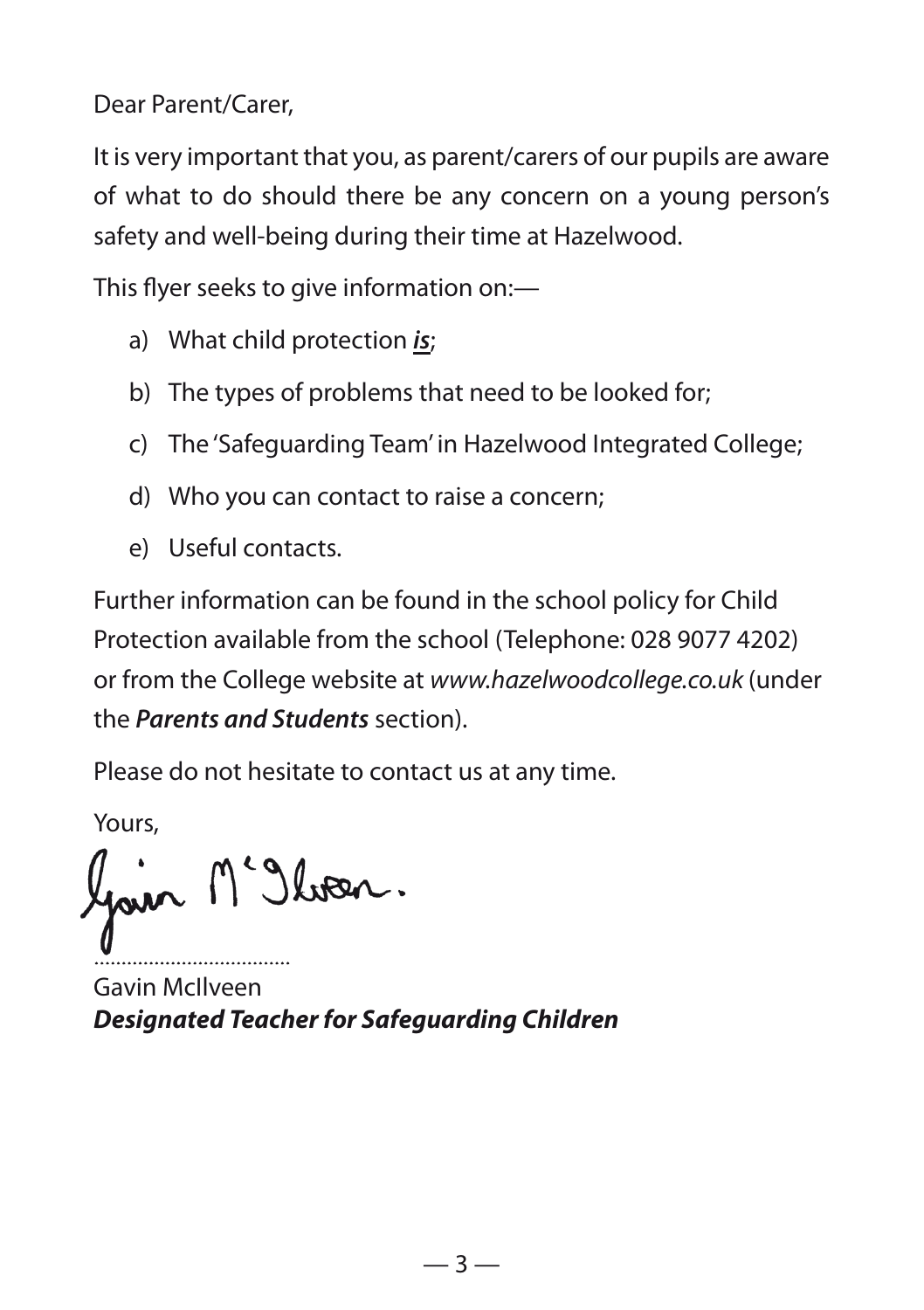Dear Parent/Carer,

It is very important that you, as parent/carers of our pupils are aware of what to do should there be any concern on a young person's safety and well-being during their time at Hazelwood.

This flyer seeks to give information on:—

a) What child protection ***is***;

b) The types of problems that need to be looked for;

c) The 'Safeguarding Team' in Hazelwood Integrated College;

d) Who you can contact to raise a concern;

e) Useful contacts.

Further information can be found in the school policy for Child Protection available from the school (Telephone: 028 9077 4202) or from the College website at *www.hazelwoodcollege.co.uk* (under the ***Parents and Students*** section).

Please do not hesitate to contact us at any time.

Yours,

Gavin McIlveen
***Designated Teacher for Safeguarding Children***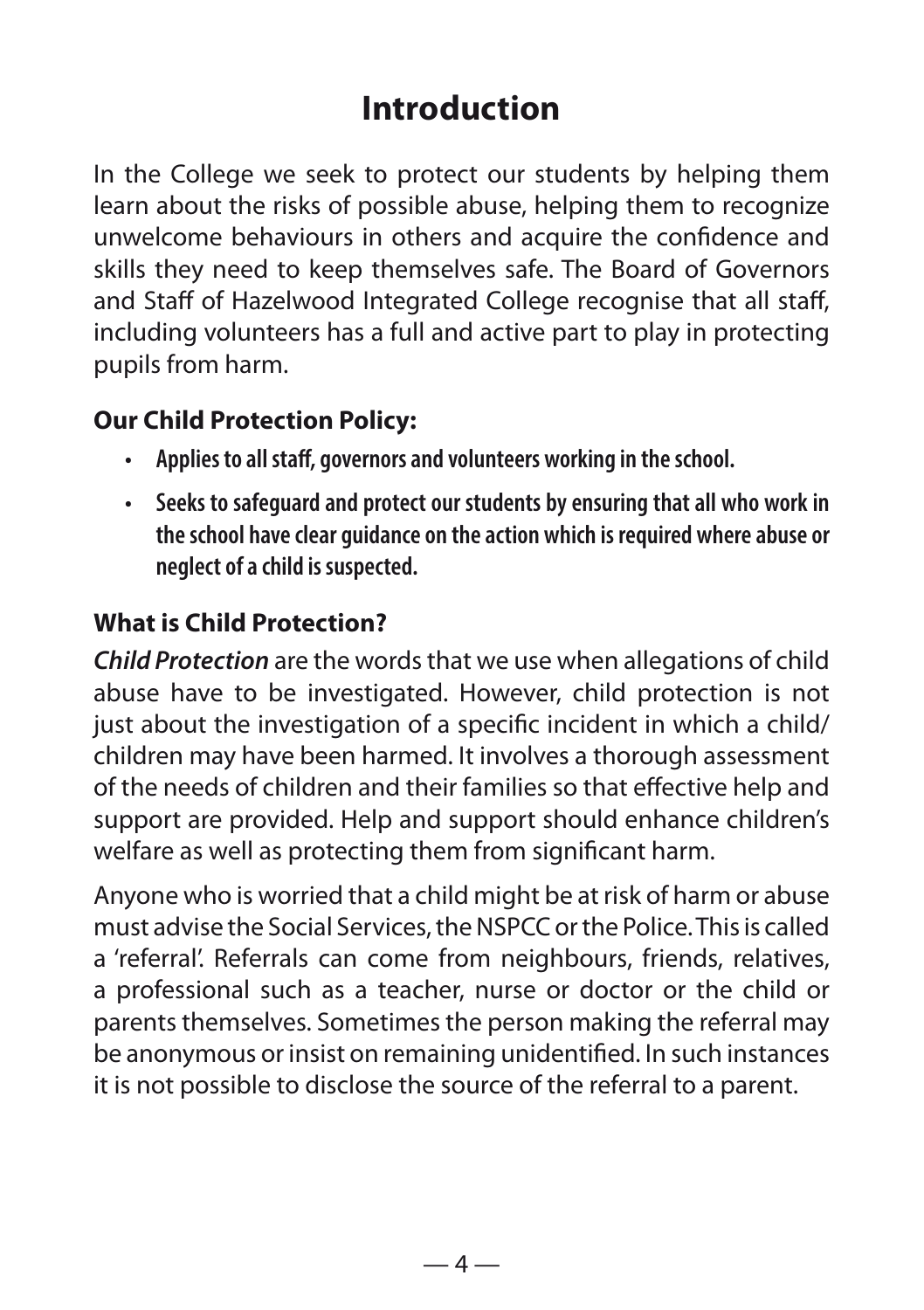# Introduction

In the College we seek to protect our students by helping them learn about the risks of possible abuse, helping them to recognize unwelcome behaviours in others and acquire the confidence and skills they need to keep themselves safe. The Board of Governors and Staff of Hazelwood Integrated College recognise that all staff, including volunteers has a full and active part to play in protecting pupils from harm.

### Our Child Protection Policy:

- **Applies to all staff, governors and volunteers working in the school.**
- **Seeks to safeguard and protect our students by ensuring that all who work in the school have clear guidance on the action which is required where abuse or neglect of a child is suspected.**

### What is Child Protection?

***Child Protection*** are the words that we use when allegations of child abuse have to be investigated. However, child protection is not just about the investigation of a specific incident in which a child/ children may have been harmed. It involves a thorough assessment of the needs of children and their families so that effective help and support are provided. Help and support should enhance children's welfare as well as protecting them from significant harm.

Anyone who is worried that a child might be at risk of harm or abuse must advise the Social Services, the NSPCC or the Police. This is called a 'referral'. Referrals can come from neighbours, friends, relatives, a professional such as a teacher, nurse or doctor or the child or parents themselves. Sometimes the person making the referral may be anonymous or insist on remaining unidentified. In such instances it is not possible to disclose the source of the referral to a parent.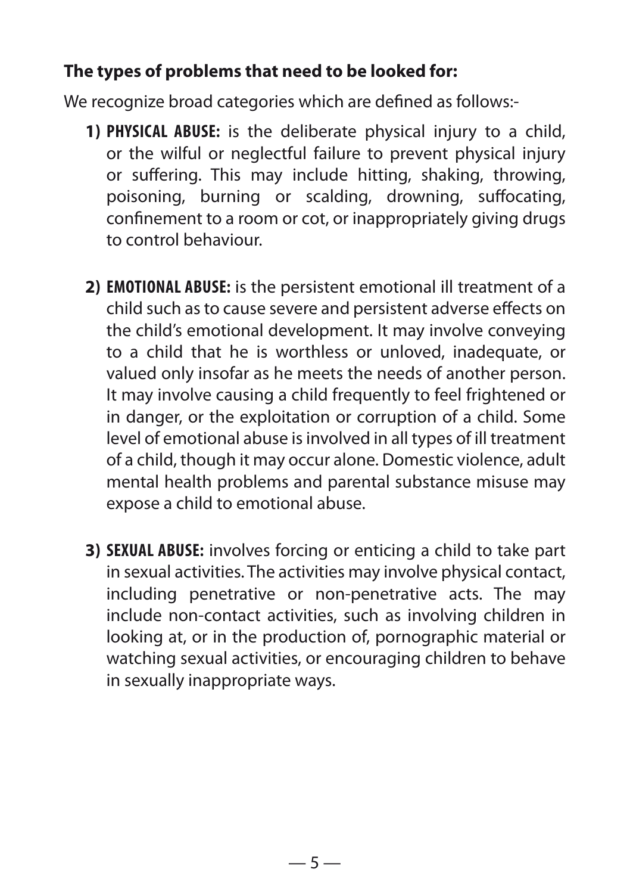**The types of problems that need to be looked for:**

We recognize broad categories which are defined as follows:-

1) **PHYSICAL ABUSE:** is the deliberate physical injury to a child, or the wilful or neglectful failure to prevent physical injury or suffering. This may include hitting, shaking, throwing, poisoning, burning or scalding, drowning, suffocating, confinement to a room or cot, or inappropriately giving drugs to control behaviour.

2) **EMOTIONAL ABUSE:** is the persistent emotional ill treatment of a child such as to cause severe and persistent adverse effects on the child's emotional development. It may involve conveying to a child that he is worthless or unloved, inadequate, or valued only insofar as he meets the needs of another person. It may involve causing a child frequently to feel frightened or in danger, or the exploitation or corruption of a child. Some level of emotional abuse is involved in all types of ill treatment of a child, though it may occur alone. Domestic violence, adult mental health problems and parental substance misuse may expose a child to emotional abuse.

3) **SEXUAL ABUSE:** involves forcing or enticing a child to take part in sexual activities. The activities may involve physical contact, including penetrative or non-penetrative acts. The may include non-contact activities, such as involving children in looking at, or in the production of, pornographic material or watching sexual activities, or encouraging children to behave in sexually inappropriate ways.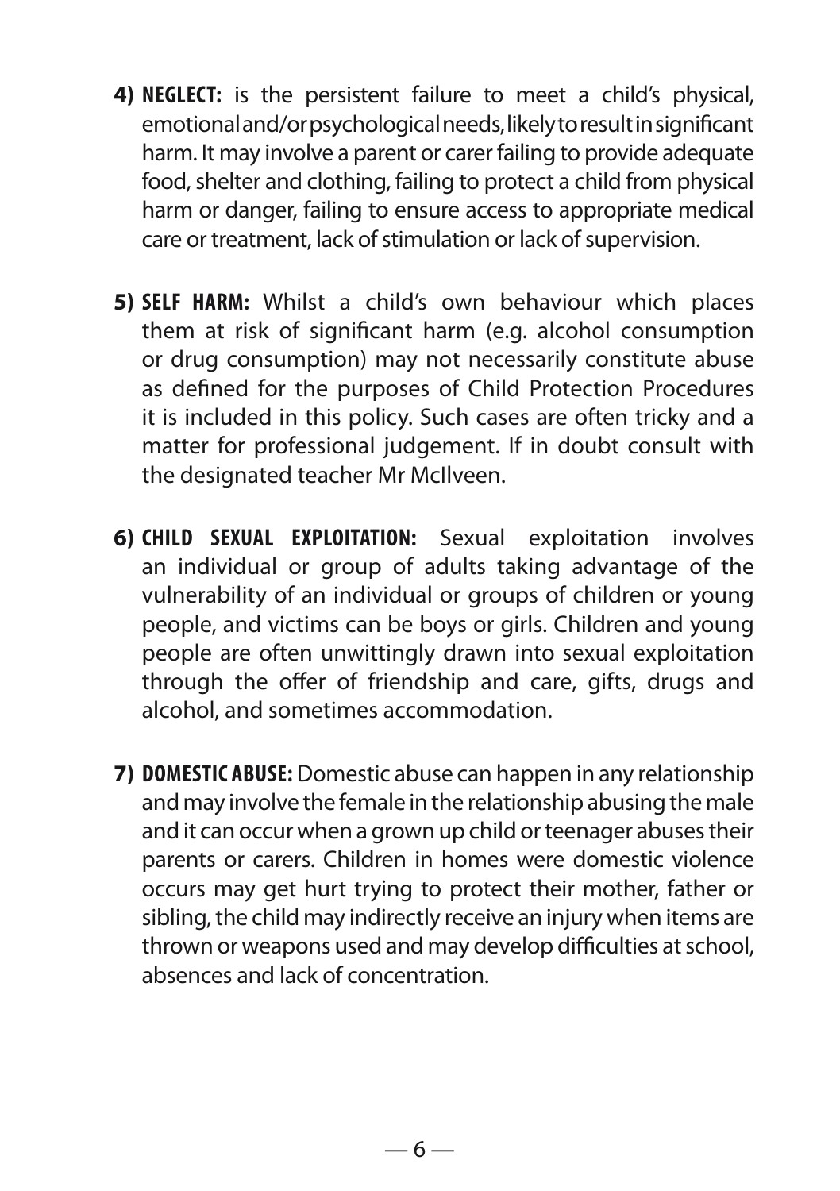4) **NEGLECT:** is the persistent failure to meet a child's physical, emotional and/or psychological needs, likely to result in significant harm. It may involve a parent or carer failing to provide adequate food, shelter and clothing, failing to protect a child from physical harm or danger, failing to ensure access to appropriate medical care or treatment, lack of stimulation or lack of supervision.

5) **SELF HARM:** Whilst a child's own behaviour which places them at risk of significant harm (e.g. alcohol consumption or drug consumption) may not necessarily constitute abuse as defined for the purposes of Child Protection Procedures it is included in this policy. Such cases are often tricky and a matter for professional judgement. If in doubt consult with the designated teacher Mr McIlveen.

6) **CHILD SEXUAL EXPLOITATION:** Sexual exploitation involves an individual or group of adults taking advantage of the vulnerability of an individual or groups of children or young people, and victims can be boys or girls. Children and young people are often unwittingly drawn into sexual exploitation through the offer of friendship and care, gifts, drugs and alcohol, and sometimes accommodation.

7) **DOMESTIC ABUSE:** Domestic abuse can happen in any relationship and may involve the female in the relationship abusing the male and it can occur when a grown up child or teenager abuses their parents or carers. Children in homes were domestic violence occurs may get hurt trying to protect their mother, father or sibling, the child may indirectly receive an injury when items are thrown or weapons used and may develop difficulties at school, absences and lack of concentration.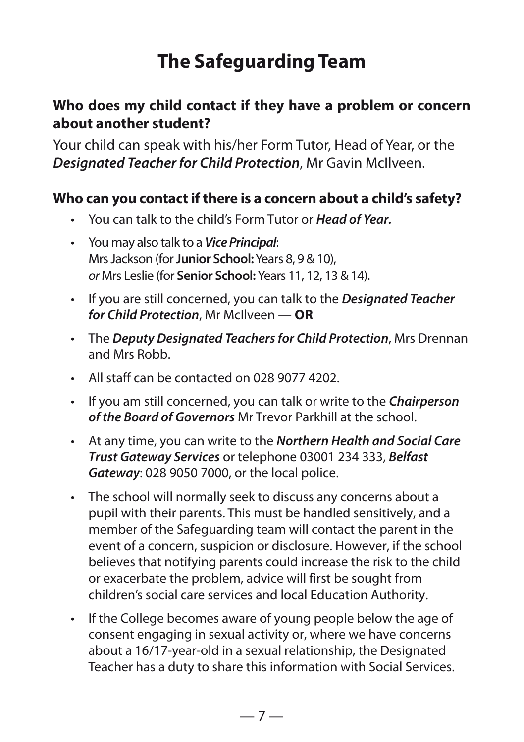# The Safeguarding Team

### Who does my child contact if they have a problem or concern about another student?

Your child can speak with his/her Form Tutor, Head of Year, or the ***Designated Teacher for Child Protection***, Mr Gavin McIlveen.

### Who can you contact if there is a concern about a child's safety?

- You can talk to the child's Form Tutor or ***Head of Year.***
- You may also talk to a ***Vice Principal***:
  Mrs Jackson (for **Junior School:** Years 8, 9 & 10),
  *or* Mrs Leslie (for **Senior School:** Years 11, 12, 13 & 14).
- If you are still concerned, you can talk to the ***Designated Teacher for Child Protection***, Mr McIlveen — **OR**
- The ***Deputy Designated Teachers for Child Protection***, Mrs Drennan and Mrs Robb.
- All staff can be contacted on 028 9077 4202.
- If you am still concerned, you can talk or write to the ***Chairperson of the Board of Governors*** Mr Trevor Parkhill at the school.
- At any time, you can write to the ***Northern Health and Social Care Trust Gateway Services*** or telephone 03001 234 333, ***Belfast Gateway***: 028 9050 7000, or the local police.
- The school will normally seek to discuss any concerns about a pupil with their parents. This must be handled sensitively, and a member of the Safeguarding team will contact the parent in the event of a concern, suspicion or disclosure. However, if the school believes that notifying parents could increase the risk to the child or exacerbate the problem, advice will first be sought from children's social care services and local Education Authority.
- If the College becomes aware of young people below the age of consent engaging in sexual activity or, where we have concerns about a 16/17-year-old in a sexual relationship, the Designated Teacher has a duty to share this information with Social Services.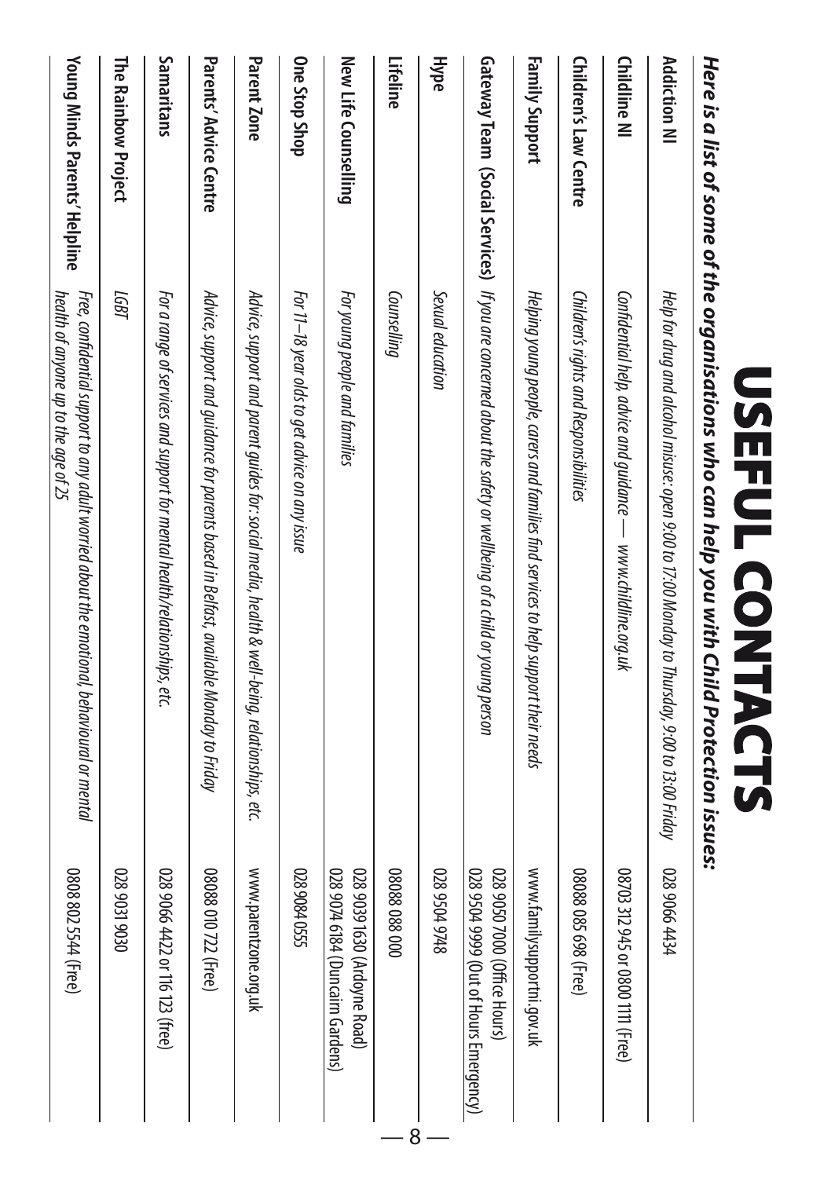# USEFUL CONTACTS

***Here is a list of some of the organisations who can help you with Child Protection issues:***

| | | |
|---|---|---|
| **Addiction NI** | *Help for drug and alcohol misuse: open 9:00 to 17:00 Monday to Thursday, 9:00 to 13:00 Friday* | 028 9066 4434 |
| **Childline NI** | *Confidential help, advice and guidance — www.childline.org.uk* | 08703 312 945 or 0800 1111 (Free) |
| **Children's Law Centre** | *Children's rights and Responsibilities* | 08088 085 698 (Free) |
| **Family Support** | *Helping young people, carers and families find services to help support their needs* | www.familysupportni.gov.uk |
| **Gateway Team (Social Services)** | *If you are concerned about the safety or wellbeing of a child or young person* | 028 9050 7000 (Office Hours)<br>028 9504 9999 (Out of Hours Emergency) |
| **Hype** | *Sexual education* | 028 9504 9748 |
| **Lifeline** | *Counselling* | 08088 088 000 |
| **New Life Counselling** | *For young people and families* | 028 9039 1630 (Ardoyne Road)<br>028 9074 6184 (Duncairn Gardens) |
| **One Stop Shop** | *For 11–18 year olds to get advice on any issue* | 028 9084 0555 |
| **Parent Zone** | *Advice, support and parent guides for: social media, health & well-being, relationships, etc.* | www.parentzone.org.uk |
| **Parents' Advice Centre** | *Advice, support and guidance for parents based in Belfast, available Monday to Friday* | 08088 010 722 (Free) |
| **Samaritans** | *For a range of services and support for mental health/relationships, etc.* | 028 9066 4422 or 116 123 (free) |
| **The Rainbow Project** | *LGBT* | 028 9031 9030 |
| **Young Minds Parents' Helpline** | *Free, confidential support to any adult worried about the emotional, behavioural or mental health of anyone up to the age of 25* | 0808 802 5544 (Free) |